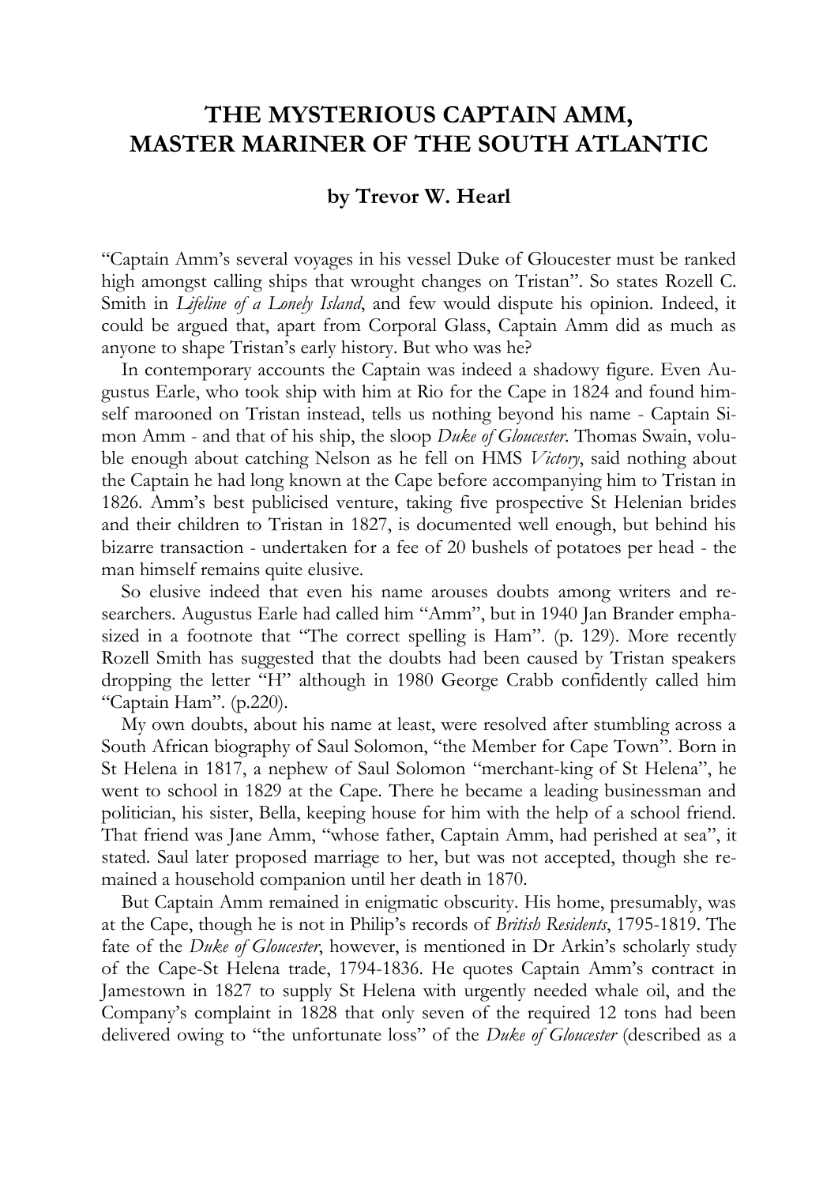# THE MYSTERIOUS CAPTAIN AMM, MASTER MARINER OF THE SOUTH ATLANTIC

**by Trevor W. Hearl**

"Captain Amm's several voyages in his vessel Duke of Gloucester must be ranked high amongst calling ships that wrought changes on Tristan". So states Rozell C. Smith in *Lifeline of a Lonely Island*, and few would dispute his opinion. Indeed, it could be argued that, apart from Corporal Glass, Captain Amm did as much as anyone to shape Tristan's early history. But who was he?

In contemporary accounts the Captain was indeed a shadowy figure. Even Augustus Earle, who took ship with him at Rio for the Cape in 1824 and found himself marooned on Tristan instead, tells us nothing beyond his name - Captain Simon Amm - and that of his ship, the sloop *Duke of Gloucester*. Thomas Swain, voluble enough about catching Nelson as he fell on HMS *Victory*, said nothing about the Captain he had long known at the Cape before accompanying him to Tristan in 1826. Amm's best publicised venture, taking five prospective St Helenian brides and their children to Tristan in 1827, is documented well enough, but behind his bizarre transaction - undertaken for a fee of 20 bushels of potatoes per head - the man himself remains quite elusive.

So elusive indeed that even his name arouses doubts among writers and researchers. Augustus Earle had called him "Amm", but in 1940 Jan Brander emphasized in a footnote that "The correct spelling is Ham". (p. 129). More recently Rozell Smith has suggested that the doubts had been caused by Tristan speakers dropping the letter "H" although in 1980 George Crabb confidently called him "Captain Ham". (p.220).

My own doubts, about his name at least, were resolved after stumbling across a South African biography of Saul Solomon, "the Member for Cape Town". Born in St Helena in 1817, a nephew of Saul Solomon "merchant-king of St Helena", he went to school in 1829 at the Cape. There he became a leading businessman and politician, his sister, Bella, keeping house for him with the help of a school friend. That friend was Jane Amm, "whose father, Captain Amm, had perished at sea", it stated. Saul later proposed marriage to her, but was not accepted, though she remained a household companion until her death in 1870.

But Captain Amm remained in enigmatic obscurity. His home, presumably, was at the Cape, though he is not in Philip's records of *British Residents*, 1795-1819. The fate of the *Duke of Gloucester*, however, is mentioned in Dr Arkin's scholarly study of the Cape-St Helena trade, 1794-1836. He quotes Captain Amm's contract in Jamestown in 1827 to supply St Helena with urgently needed whale oil, and the Company's complaint in 1828 that only seven of the required 12 tons had been delivered owing to "the unfortunate loss" of the *Duke of Gloucester* (described as a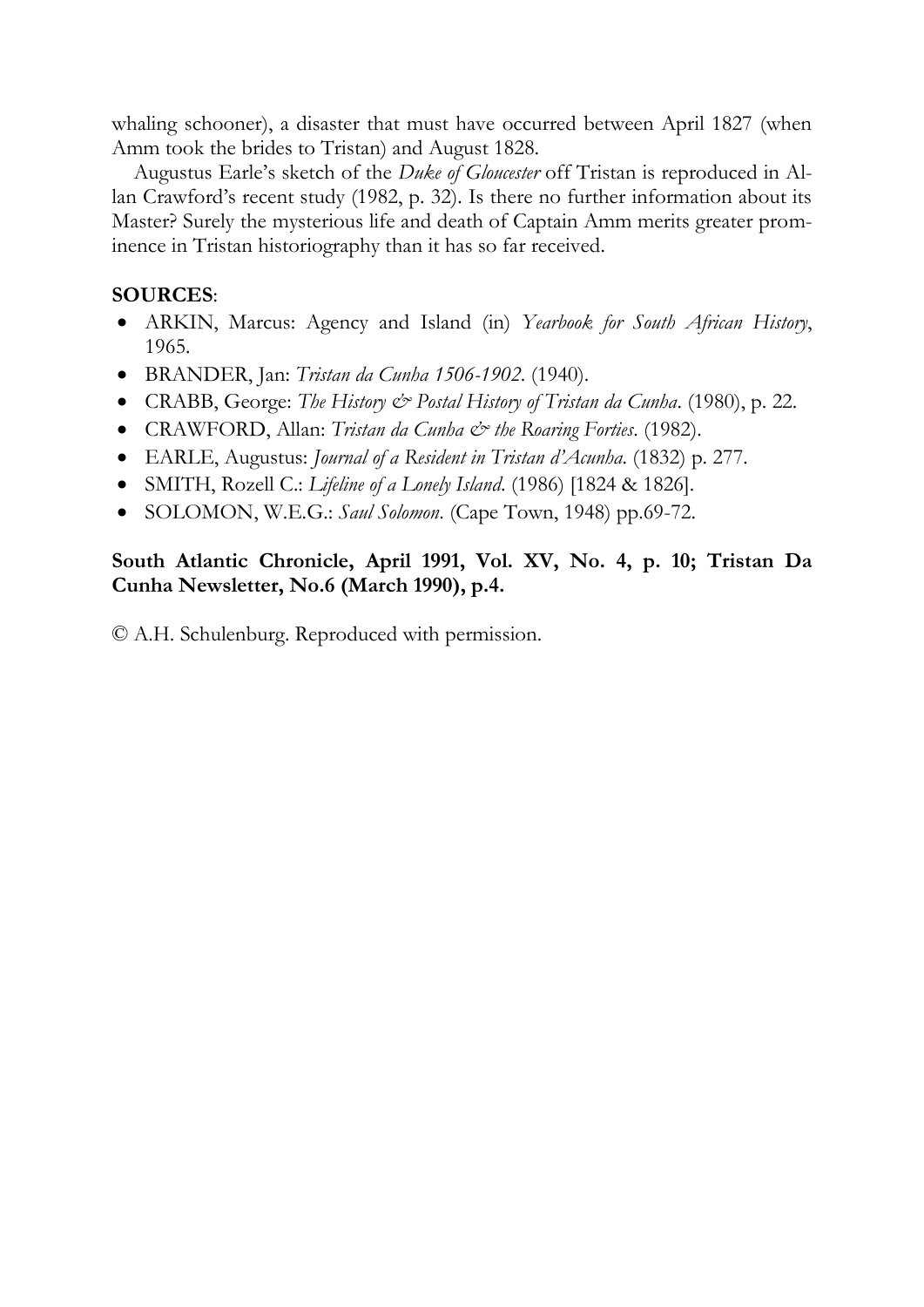whaling schooner), a disaster that must have occurred between April 1827 (when Amm took the brides to Tristan) and August 1828.

Augustus Earle's sketch of the *Duke of Gloucester* off Tristan is reproduced in Allan Crawford's recent study (1982, p. 32). Is there no further information about its Master? Surely the mysterious life and death of Captain Amm merits greater prominence in Tristan historiography than it has so far received.

**SOURCES**:

- ARKIN, Marcus: Agency and Island (in) *Yearbook for South African History*, 1965.
- BRANDER, Jan: *Tristan da Cunha 1506-1902*. (1940).
- CRABB, George: *The History & Postal History of Tristan da Cunha*. (1980), p. 22.
- CRAWFORD, Allan: *Tristan da Cunha & the Roaring Forties*. (1982).
- EARLE, Augustus: *Journal of a Resident in Tristan d'Acunha*. (1832) p. 277.
- SMITH, Rozell C.: *Lifeline of a Lonely Island*. (1986) [1824 & 1826].
- SOLOMON, W.E.G.: *Saul Solomon*. (Cape Town, 1948) pp.69-72.

**South Atlantic Chronicle, April 1991, Vol. XV, No. 4, p. 10; Tristan Da Cunha Newsletter, No.6 (March 1990), p.4.**

© A.H. Schulenburg. Reproduced with permission.